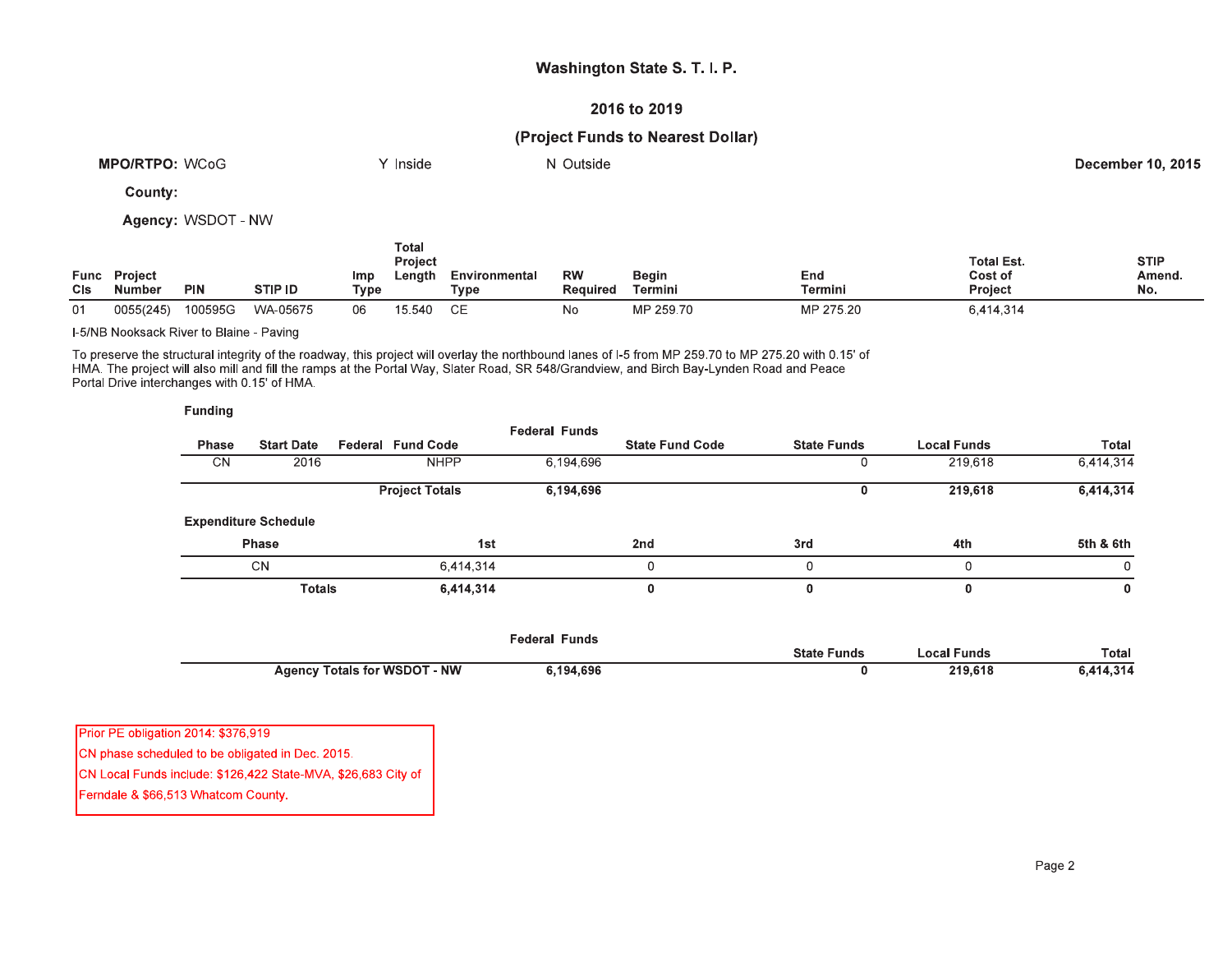# Washington State S. T. I. P.

## 2016 to 2019

### (Project Funds to Nearest Dollar)

**MPO/RTPO:** WCoG &nbsp;&nbsp;&nbsp; Y Inside &nbsp;&nbsp;&nbsp; N Outside &nbsp;&nbsp;&nbsp; **December 10, 2015**

**County:**

**Agency:** WSDOT - NW

| Func Cls | Project Number | PIN | STIP ID | Imp Type | Total Project Length | Environmental Type | RW Required | Begin Termini | End Termini | Total Est. Cost of Project | STIP Amend. No. |
|---|---|---|---|---|---|---|---|---|---|---|---|
| 01 | 0055(245) | 100595G | WA-05675 | 06 | 15.540 | CE | No | MP 259.70 | MP 275.20 | 6,414,314 | |

I-5/NB Nooksack River to Blaine - Paving

To preserve the structural integrity of the roadway, this project will overlay the northbound lanes of I-5 from MP 259.70 to MP 275.20 with 0.15' of HMA. The project will also mill and fill the ramps at the Portal Way, Slater Road, SR 548/Grandview, and Birch Bay-Lynden Road and Peace Portal Drive interchanges with 0.15' of HMA.

**Funding**

| Phase | Start Date | Federal Fund Code | Federal Funds | State Fund Code | State Funds | Local Funds | Total |
|---|---|---|---|---|---|---|---|
| CN | 2016 | NHPP | 6,194,696 | | 0 | 219,618 | 6,414,314 |
| | | **Project Totals** | **6,194,696** | | **0** | **219,618** | **6,414,314** |

**Expenditure Schedule**

| Phase | 1st | 2nd | 3rd | 4th | 5th & 6th |
|---|---|---|---|---|---|
| CN | 6,414,314 | 0 | 0 | 0 | 0 |
| **Totals** | **6,414,314** | **0** | **0** | **0** | **0** |

| | Federal Funds | State Funds | Local Funds | Total |
|---|---|---|---|---|
| **Agency Totals for WSDOT - NW** | **6,194,696** | **0** | **219,618** | **6,414,314** |

Prior PE obligation 2014: $376,919
CN phase scheduled to be obligated in Dec. 2015.
CN Local Funds include: $126,422 State-MVA, $26,683 City of Ferndale & $66,513 Whatcom County.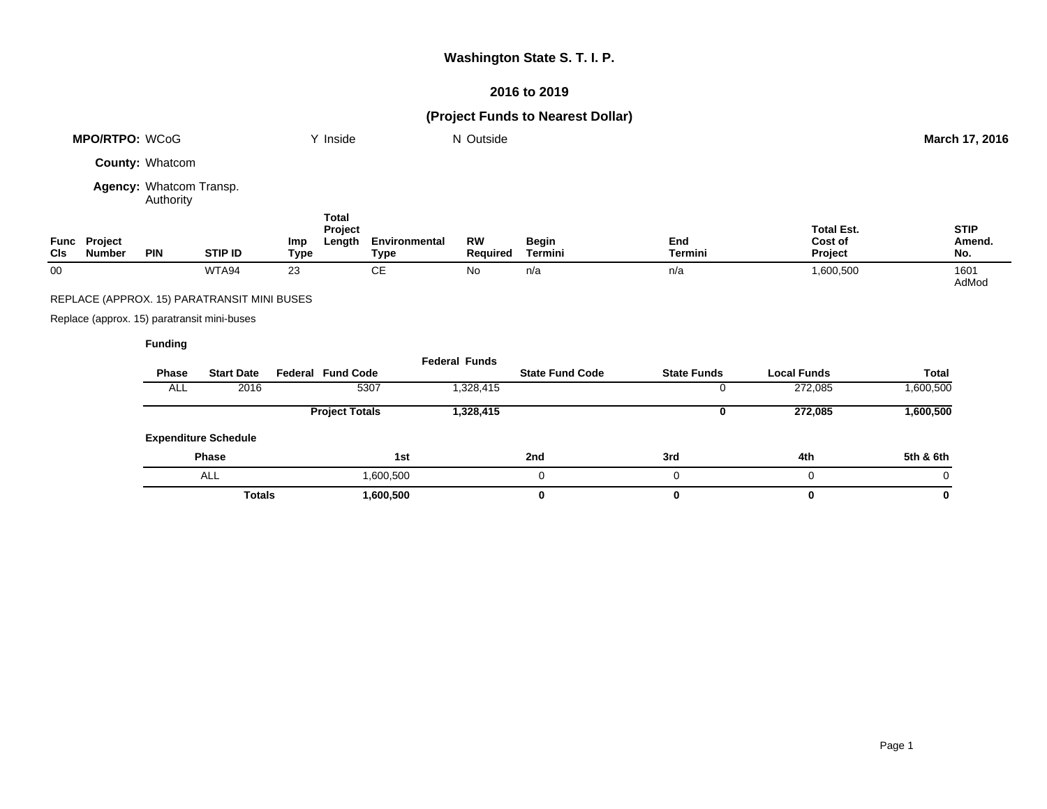# Washington State S. T. I. P.

## 2016 to 2019

## (Project Funds to Nearest Dollar)

**MPO/RTPO:** WCoG    Y Inside    N Outside    **March 17, 2016**

**County:** Whatcom

**Agency:** Whatcom Transp. Authority

| Func Cls | Project Number | PIN | STIP ID | Imp Type | Total Project Length | Environmental Type | RW Required | Begin Termini | End Termini | Total Est. Cost of Project | STIP Amend. No. |
|---|---|---|---|---|---|---|---|---|---|---|---|
| 00 | | | WTA94 | 23 | | CE | No | n/a | n/a | 1,600,500 | 1601 AdMod |

REPLACE (APPROX. 15) PARATRANSIT MINI BUSES

Replace (approx. 15) paratransit mini-buses

**Funding**

| Phase | Start Date | Federal Fund Code | Federal Funds | State Fund Code | State Funds | Local Funds | Total |
|---|---|---|---|---|---|---|---|
| ALL | 2016 | 5307 | 1,328,415 | | 0 | 272,085 | 1,600,500 |
| | | **Project Totals** | **1,328,415** | | **0** | **272,085** | **1,600,500** |

**Expenditure Schedule**

| Phase | 1st | 2nd | 3rd | 4th | 5th & 6th |
|---|---|---|---|---|---|
| ALL | 1,600,500 | 0 | 0 | 0 | 0 |
| **Totals** | **1,600,500** | **0** | **0** | **0** | **0** |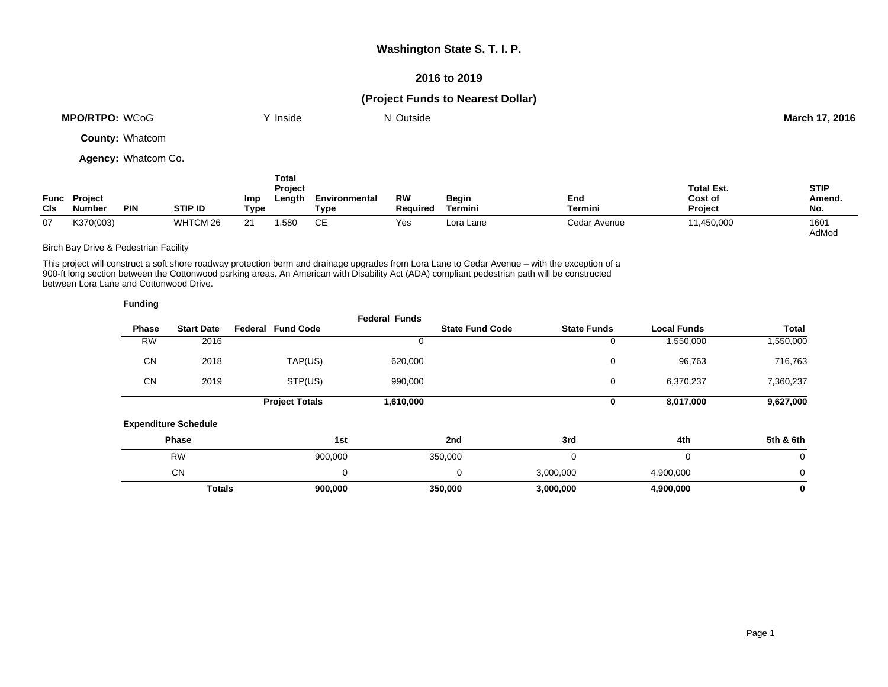# Washington State S. T. I. P.

## 2016 to 2019

## (Project Funds to Nearest Dollar)

**MPO/RTPO:** WCoG &nbsp;&nbsp;&nbsp; Y Inside &nbsp;&nbsp;&nbsp; N Outside &nbsp;&nbsp;&nbsp; **March 17, 2016**

**County:** Whatcom

**Agency:** Whatcom Co.

| Func Cls | Project Number | PIN | STIP ID | Imp Type | Total Project Length | Environmental Type | RW Required | Begin Termini | End Termini | Total Est. Cost of Project | STIP Amend. No. |
|---|---|---|---|---|---|---|---|---|---|---|---|
| 07 | K370(003) | | WHTCM 26 | 21 | 1.580 | CE | Yes | Lora Lane | Cedar Avenue | 11,450,000 | 1601 AdMod |

Birch Bay Drive & Pedestrian Facility

This project will construct a soft shore roadway protection berm and drainage upgrades from Lora Lane to Cedar Avenue – with the exception of a 900-ft long section between the Cottonwood parking areas. An American with Disability Act (ADA) compliant pedestrian path will be constructed between Lora Lane and Cottonwood Drive.

**Funding**

| Phase | Start Date | Federal Fund Code | Federal Funds | State Fund Code | State Funds | Local Funds | Total |
|---|---|---|---|---|---|---|---|
| RW | 2016 | | 0 | | 0 | 1,550,000 | 1,550,000 |
| CN | 2018 | TAP(US) | 620,000 | | 0 | 96,763 | 716,763 |
| CN | 2019 | STP(US) | 990,000 | | 0 | 6,370,237 | 7,360,237 |
| | | **Project Totals** | **1,610,000** | | **0** | **8,017,000** | **9,627,000** |

**Expenditure Schedule**

| Phase | 1st | 2nd | 3rd | 4th | 5th & 6th |
|---|---|---|---|---|---|
| RW | 900,000 | 350,000 | 0 | 0 | 0 |
| CN | 0 | 0 | 3,000,000 | 4,900,000 | 0 |
| **Totals** | **900,000** | **350,000** | **3,000,000** | **4,900,000** | **0** |